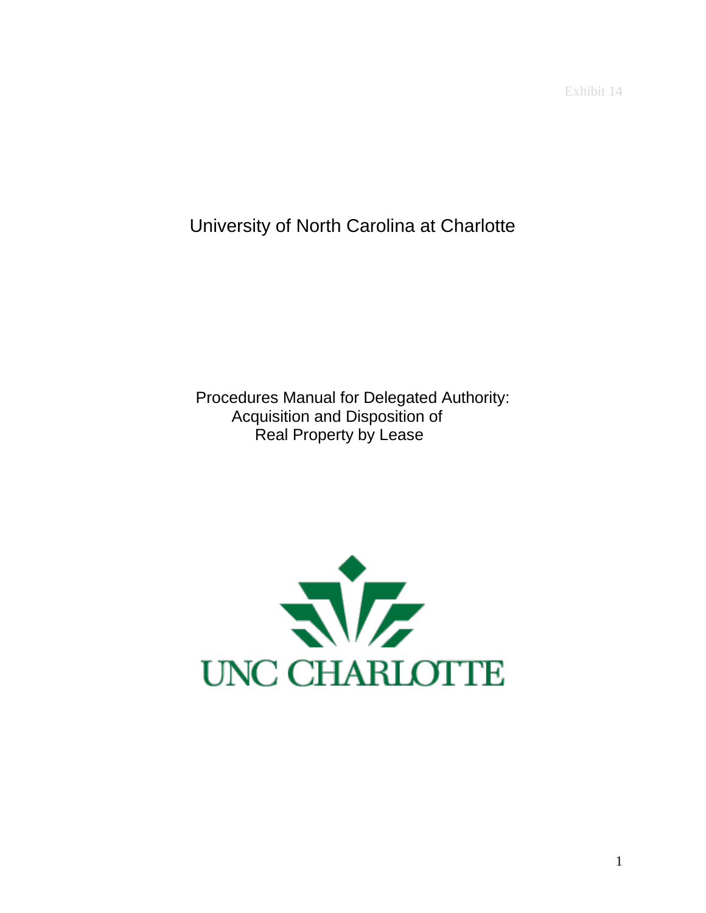Exhibit 14

# University of North Carolina at Charlotte

## Procedures Manual for Delegated Authority: Acquisition and Disposition of Real Property by Lease

UNC CHARLOTTE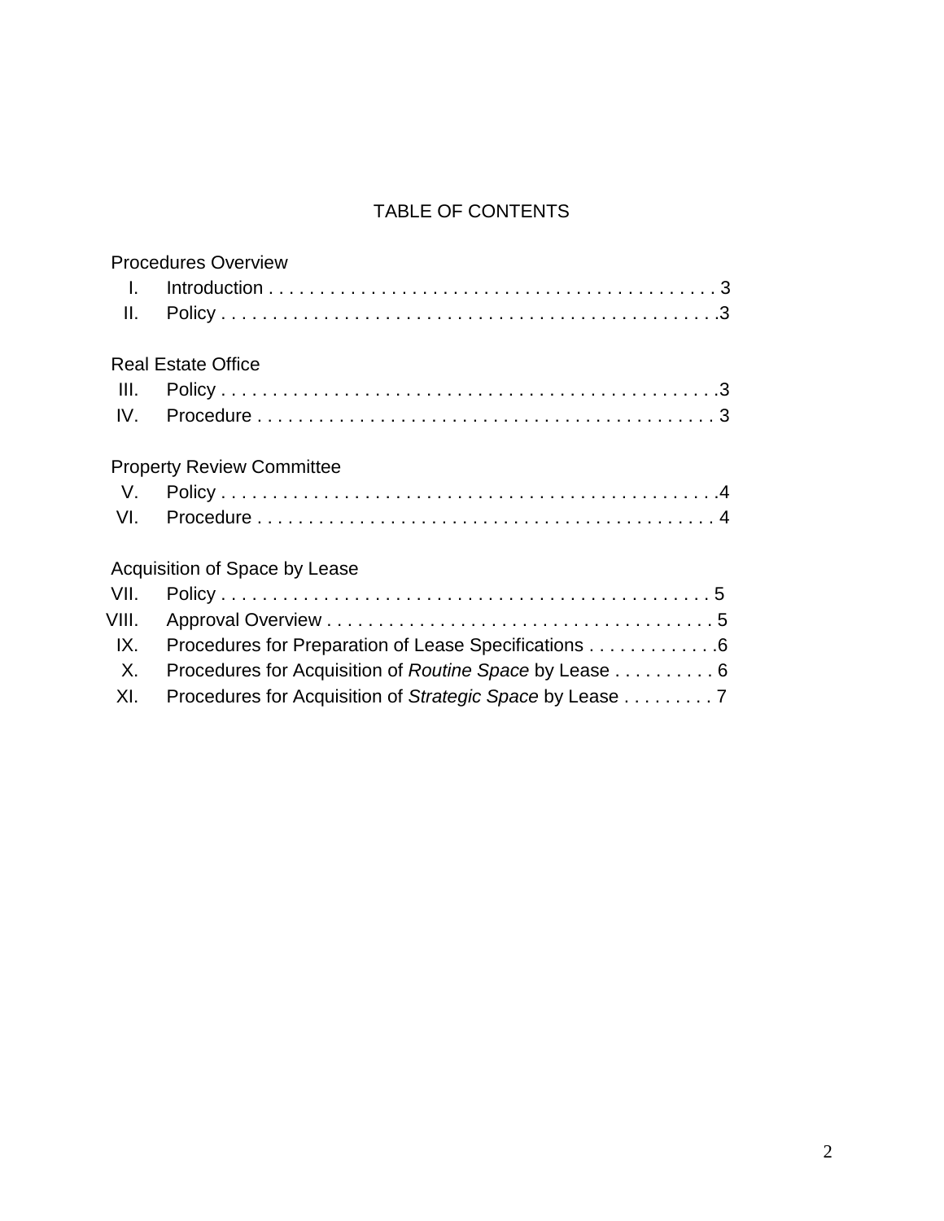# TABLE OF CONTENTS

Procedures Overview

I. Introduction . . . . . . . . . . . . . . . . . . . . . . . . . . . . . . . . . . . . . . . . . . . . 3

II. Policy . . . . . . . . . . . . . . . . . . . . . . . . . . . . . . . . . . . . . . . . . . . . . . . . .3

Real Estate Office

III. Policy . . . . . . . . . . . . . . . . . . . . . . . . . . . . . . . . . . . . . . . . . . . . . . . . .3

IV. Procedure . . . . . . . . . . . . . . . . . . . . . . . . . . . . . . . . . . . . . . . . . . . . . 3

Property Review Committee

V. Policy . . . . . . . . . . . . . . . . . . . . . . . . . . . . . . . . . . . . . . . . . . . . . . . . .4

VI. Procedure . . . . . . . . . . . . . . . . . . . . . . . . . . . . . . . . . . . . . . . . . . . . . 4

Acquisition of Space by Lease

VII. Policy . . . . . . . . . . . . . . . . . . . . . . . . . . . . . . . . . . . . . . . . . . . . . . . . 5

VIII. Approval Overview . . . . . . . . . . . . . . . . . . . . . . . . . . . . . . . . . . . . . . 5

IX. Procedures for Preparation of Lease Specifications . . . . . . . . . . . . .6

X. Procedures for Acquisition of *Routine Space* by Lease . . . . . . . . . . 6

XI. Procedures for Acquisition of *Strategic Space* by Lease . . . . . . . . . 7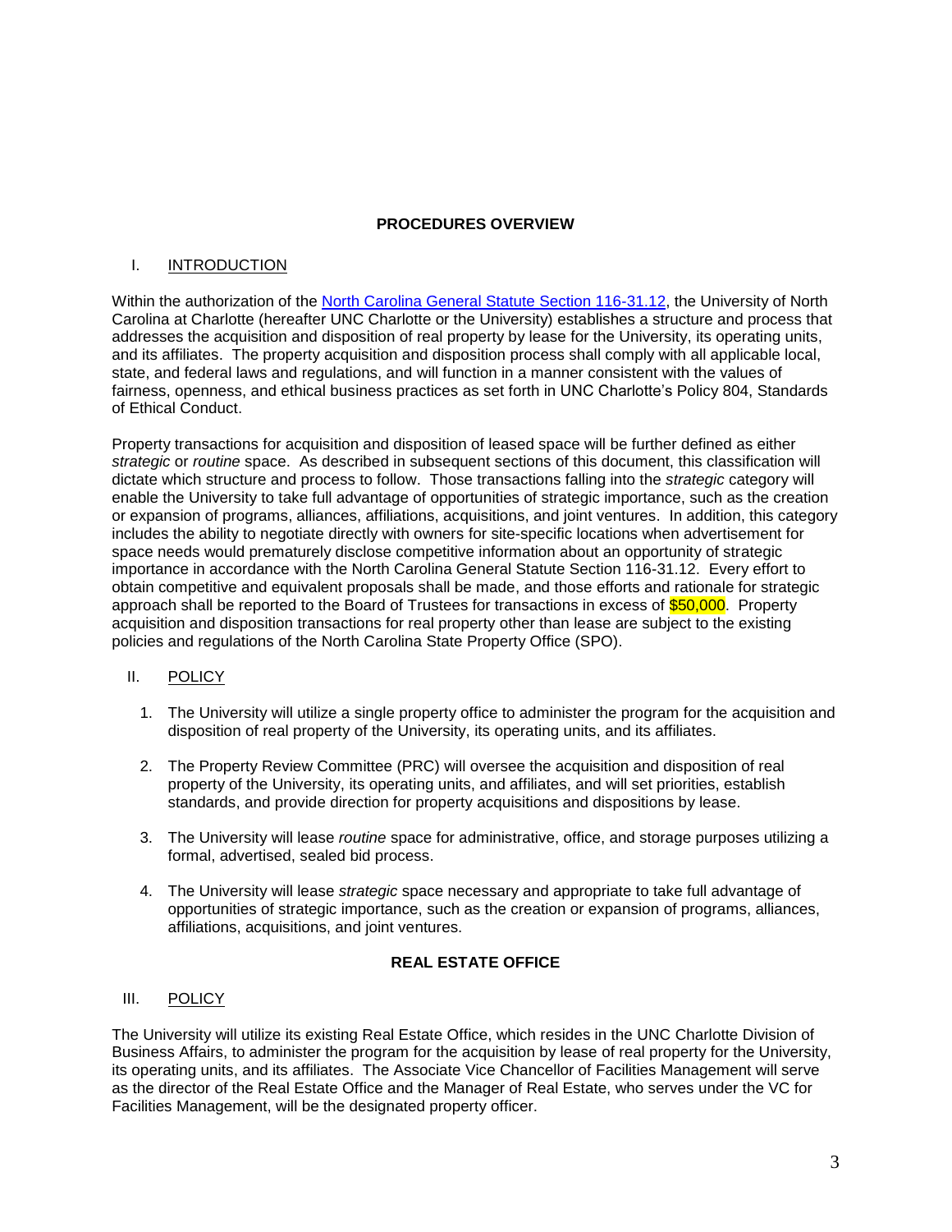## PROCEDURES OVERVIEW

### I. INTRODUCTION

Within the authorization of the [North Carolina General Statute Section 116-31.12](), the University of North Carolina at Charlotte (hereafter UNC Charlotte or the University) establishes a structure and process that addresses the acquisition and disposition of real property by lease for the University, its operating units, and its affiliates. The property acquisition and disposition process shall comply with all applicable local, state, and federal laws and regulations, and will function in a manner consistent with the values of fairness, openness, and ethical business practices as set forth in UNC Charlotte's Policy 804, Standards of Ethical Conduct.

Property transactions for acquisition and disposition of leased space will be further defined as either *strategic* or *routine* space. As described in subsequent sections of this document, this classification will dictate which structure and process to follow. Those transactions falling into the *strategic* category will enable the University to take full advantage of opportunities of strategic importance, such as the creation or expansion of programs, alliances, affiliations, acquisitions, and joint ventures. In addition, this category includes the ability to negotiate directly with owners for site-specific locations when advertisement for space needs would prematurely disclose competitive information about an opportunity of strategic importance in accordance with the North Carolina General Statute Section 116-31.12. Every effort to obtain competitive and equivalent proposals shall be made, and those efforts and rationale for strategic approach shall be reported to the Board of Trustees for transactions in excess of $50,000. Property acquisition and disposition transactions for real property other than lease are subject to the existing policies and regulations of the North Carolina State Property Office (SPO).

### II. POLICY

1. The University will utilize a single property office to administer the program for the acquisition and disposition of real property of the University, its operating units, and its affiliates.
2. The Property Review Committee (PRC) will oversee the acquisition and disposition of real property of the University, its operating units, and affiliates, and will set priorities, establish standards, and provide direction for property acquisitions and dispositions by lease.
3. The University will lease *routine* space for administrative, office, and storage purposes utilizing a formal, advertised, sealed bid process.
4. The University will lease *strategic* space necessary and appropriate to take full advantage of opportunities of strategic importance, such as the creation or expansion of programs, alliances, affiliations, acquisitions, and joint ventures.

## REAL ESTATE OFFICE

### III. POLICY

The University will utilize its existing Real Estate Office, which resides in the UNC Charlotte Division of Business Affairs, to administer the program for the acquisition by lease of real property for the University, its operating units, and its affiliates. The Associate Vice Chancellor of Facilities Management will serve as the director of the Real Estate Office and the Manager of Real Estate, who serves under the VC for Facilities Management, will be the designated property officer.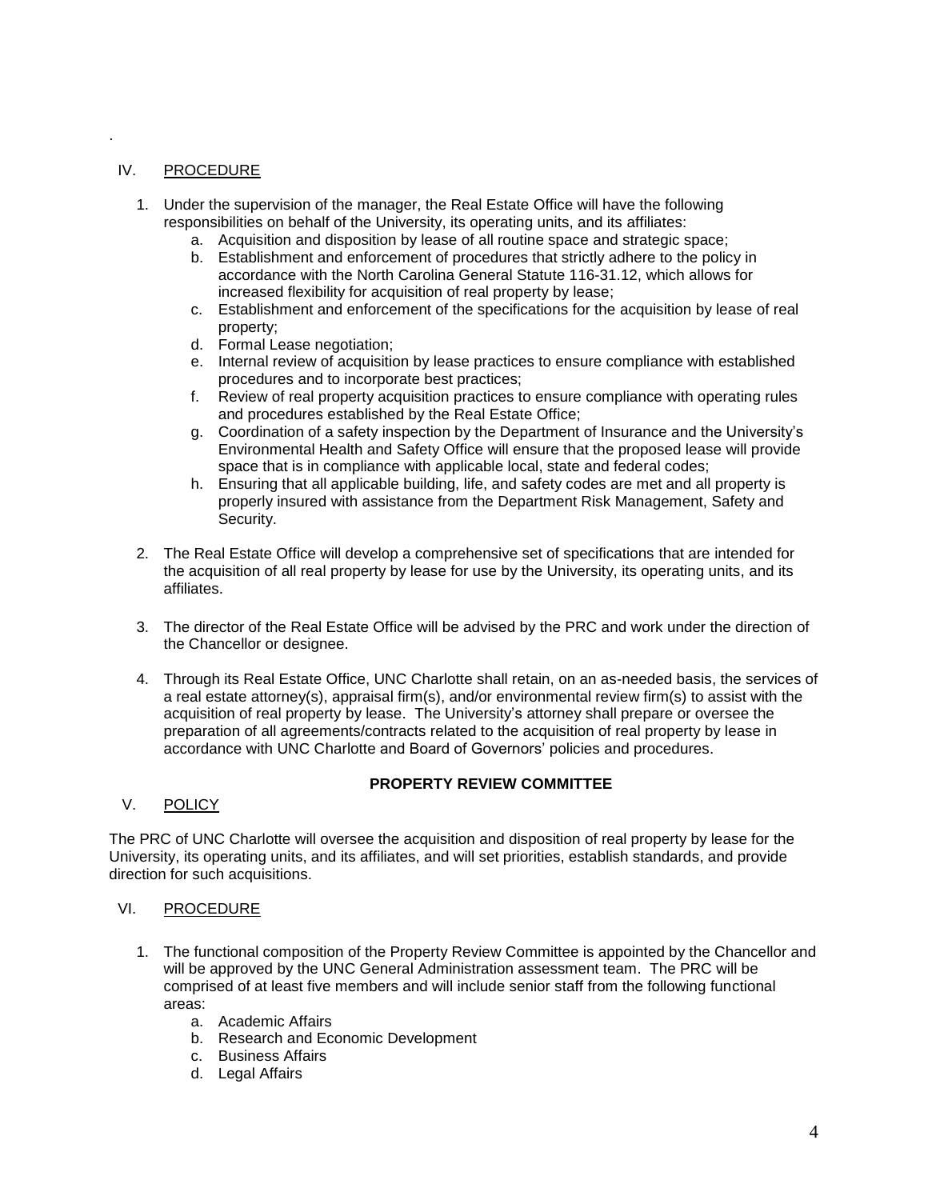.

## IV. PROCEDURE

1. Under the supervision of the manager, the Real Estate Office will have the following responsibilities on behalf of the University, its operating units, and its affiliates:
   a. Acquisition and disposition by lease of all routine space and strategic space;
   b. Establishment and enforcement of procedures that strictly adhere to the policy in accordance with the North Carolina General Statute 116-31.12, which allows for increased flexibility for acquisition of real property by lease;
   c. Establishment and enforcement of the specifications for the acquisition by lease of real property;
   d. Formal Lease negotiation;
   e. Internal review of acquisition by lease practices to ensure compliance with established procedures and to incorporate best practices;
   f. Review of real property acquisition practices to ensure compliance with operating rules and procedures established by the Real Estate Office;
   g. Coordination of a safety inspection by the Department of Insurance and the University's Environmental Health and Safety Office will ensure that the proposed lease will provide space that is in compliance with applicable local, state and federal codes;
   h. Ensuring that all applicable building, life, and safety codes are met and all property is properly insured with assistance from the Department Risk Management, Safety and Security.

2. The Real Estate Office will develop a comprehensive set of specifications that are intended for the acquisition of all real property by lease for use by the University, its operating units, and its affiliates.

3. The director of the Real Estate Office will be advised by the PRC and work under the direction of the Chancellor or designee.

4. Through its Real Estate Office, UNC Charlotte shall retain, on an as-needed basis, the services of a real estate attorney(s), appraisal firm(s), and/or environmental review firm(s) to assist with the acquisition of real property by lease. The University's attorney shall prepare or oversee the preparation of all agreements/contracts related to the acquisition of real property by lease in accordance with UNC Charlotte and Board of Governors' policies and procedures.

**PROPERTY REVIEW COMMITTEE**

## V. POLICY

The PRC of UNC Charlotte will oversee the acquisition and disposition of real property by lease for the University, its operating units, and its affiliates, and will set priorities, establish standards, and provide direction for such acquisitions.

## VI. PROCEDURE

1. The functional composition of the Property Review Committee is appointed by the Chancellor and will be approved by the UNC General Administration assessment team. The PRC will be comprised of at least five members and will include senior staff from the following functional areas:
   a. Academic Affairs
   b. Research and Economic Development
   c. Business Affairs
   d. Legal Affairs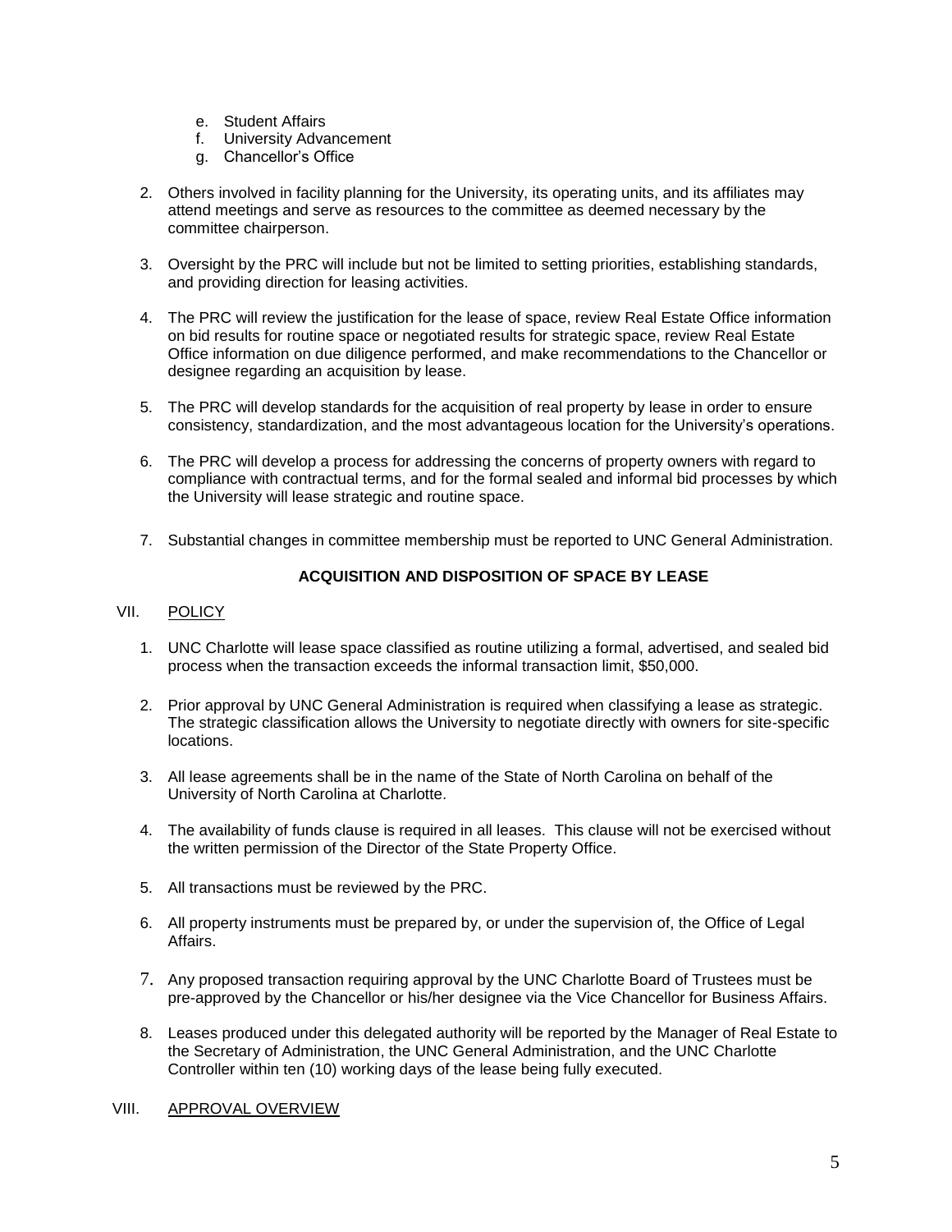e. Student Affairs
   f. University Advancement
   g. Chancellor's Office

2. Others involved in facility planning for the University, its operating units, and its affiliates may attend meetings and serve as resources to the committee as deemed necessary by the committee chairperson.

3. Oversight by the PRC will include but not be limited to setting priorities, establishing standards, and providing direction for leasing activities.

4. The PRC will review the justification for the lease of space, review Real Estate Office information on bid results for routine space or negotiated results for strategic space, review Real Estate Office information on due diligence performed, and make recommendations to the Chancellor or designee regarding an acquisition by lease.

5. The PRC will develop standards for the acquisition of real property by lease in order to ensure consistency, standardization, and the most advantageous location for the University's operations.

6. The PRC will develop a process for addressing the concerns of property owners with regard to compliance with contractual terms, and for the formal sealed and informal bid processes by which the University will lease strategic and routine space.

7. Substantial changes in committee membership must be reported to UNC General Administration.

**ACQUISITION AND DISPOSITION OF SPACE BY LEASE**

VII. <u>POLICY</u>

1. UNC Charlotte will lease space classified as routine utilizing a formal, advertised, and sealed bid process when the transaction exceeds the informal transaction limit, $50,000.

2. Prior approval by UNC General Administration is required when classifying a lease as strategic. The strategic classification allows the University to negotiate directly with owners for site-specific locations.

3. All lease agreements shall be in the name of the State of North Carolina on behalf of the University of North Carolina at Charlotte.

4. The availability of funds clause is required in all leases. This clause will not be exercised without the written permission of the Director of the State Property Office.

5. All transactions must be reviewed by the PRC.

6. All property instruments must be prepared by, or under the supervision of, the Office of Legal Affairs.

7. Any proposed transaction requiring approval by the UNC Charlotte Board of Trustees must be pre-approved by the Chancellor or his/her designee via the Vice Chancellor for Business Affairs.

8. Leases produced under this delegated authority will be reported by the Manager of Real Estate to the Secretary of Administration, the UNC General Administration, and the UNC Charlotte Controller within ten (10) working days of the lease being fully executed.

VIII. <u>APPROVAL OVERVIEW</u>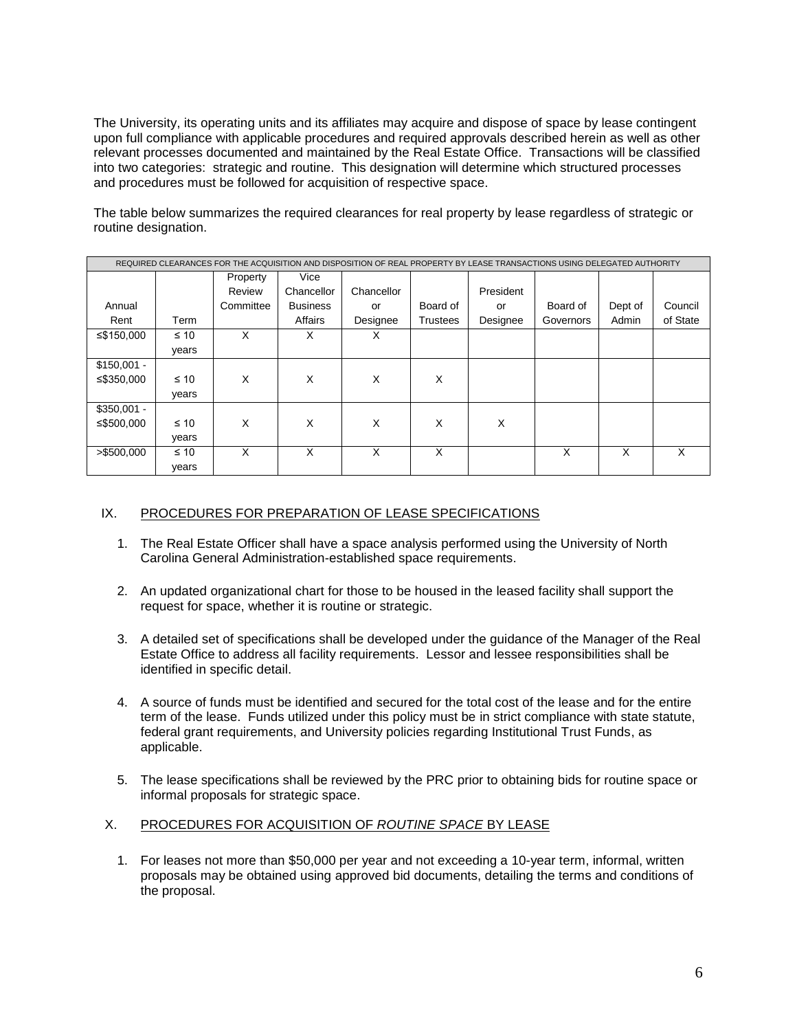The University, its operating units and its affiliates may acquire and dispose of space by lease contingent upon full compliance with applicable procedures and required approvals described herein as well as other relevant processes documented and maintained by the Real Estate Office. Transactions will be classified into two categories: strategic and routine. This designation will determine which structured processes and procedures must be followed for acquisition of respective space.

The table below summarizes the required clearances for real property by lease regardless of strategic or routine designation.

| REQUIRED CLEARANCES FOR THE ACQUISITION AND DISPOSITION OF REAL PROPERTY BY LEASE TRANSACTIONS USING DELEGATED AUTHORITY | | | | | | | | | |
|---|---|---|---|---|---|---|---|---|---|
| Annual Rent | Term | Property Review Committee | Vice Chancellor Business Affairs | Chancellor or Designee | Board of Trustees | President or Designee | Board of Governors | Dept of Admin | Council of State |
| ≤$150,000 | ≤ 10 years | X | X | X | | | | | |
| $150,001 - ≤$350,000 | ≤ 10 years | X | X | X | X | | | | |
| $350,001 - ≤$500,000 | ≤ 10 years | X | X | X | X | X | | | |
| >$500,000 | ≤ 10 years | X | X | X | X | | X | X | X |

## IX. PROCEDURES FOR PREPARATION OF LEASE SPECIFICATIONS

1. The Real Estate Officer shall have a space analysis performed using the University of North Carolina General Administration-established space requirements.

2. An updated organizational chart for those to be housed in the leased facility shall support the request for space, whether it is routine or strategic.

3. A detailed set of specifications shall be developed under the guidance of the Manager of the Real Estate Office to address all facility requirements. Lessor and lessee responsibilities shall be identified in specific detail.

4. A source of funds must be identified and secured for the total cost of the lease and for the entire term of the lease. Funds utilized under this policy must be in strict compliance with state statute, federal grant requirements, and University policies regarding Institutional Trust Funds, as applicable.

5. The lease specifications shall be reviewed by the PRC prior to obtaining bids for routine space or informal proposals for strategic space.

## X. PROCEDURES FOR ACQUISITION OF *ROUTINE SPACE* BY LEASE

1. For leases not more than $50,000 per year and not exceeding a 10-year term, informal, written proposals may be obtained using approved bid documents, detailing the terms and conditions of the proposal.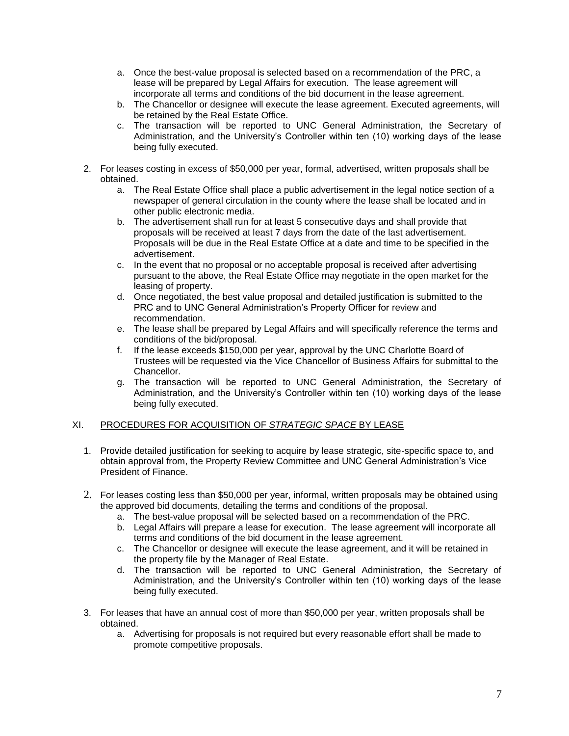a. Once the best-value proposal is selected based on a recommendation of the PRC, a lease will be prepared by Legal Affairs for execution. The lease agreement will incorporate all terms and conditions of the bid document in the lease agreement.
b. The Chancellor or designee will execute the lease agreement. Executed agreements, will be retained by the Real Estate Office.
c. The transaction will be reported to UNC General Administration, the Secretary of Administration, and the University's Controller within ten (10) working days of the lease being fully executed.

2. For leases costing in excess of $50,000 per year, formal, advertised, written proposals shall be obtained.
   a. The Real Estate Office shall place a public advertisement in the legal notice section of a newspaper of general circulation in the county where the lease shall be located and in other public electronic media.
   b. The advertisement shall run for at least 5 consecutive days and shall provide that proposals will be received at least 7 days from the date of the last advertisement. Proposals will be due in the Real Estate Office at a date and time to be specified in the advertisement.
   c. In the event that no proposal or no acceptable proposal is received after advertising pursuant to the above, the Real Estate Office may negotiate in the open market for the leasing of property.
   d. Once negotiated, the best value proposal and detailed justification is submitted to the PRC and to UNC General Administration's Property Officer for review and recommendation.
   e. The lease shall be prepared by Legal Affairs and will specifically reference the terms and conditions of the bid/proposal.
   f. If the lease exceeds $150,000 per year, approval by the UNC Charlotte Board of Trustees will be requested via the Vice Chancellor of Business Affairs for submittal to the Chancellor.
   g. The transaction will be reported to UNC General Administration, the Secretary of Administration, and the University's Controller within ten (10) working days of the lease being fully executed.

## XI. PROCEDURES FOR ACQUISITION OF *STRATEGIC SPACE* BY LEASE

1. Provide detailed justification for seeking to acquire by lease strategic, site-specific space to, and obtain approval from, the Property Review Committee and UNC General Administration's Vice President of Finance.

2. For leases costing less than $50,000 per year, informal, written proposals may be obtained using the approved bid documents, detailing the terms and conditions of the proposal.
   a. The best-value proposal will be selected based on a recommendation of the PRC.
   b. Legal Affairs will prepare a lease for execution. The lease agreement will incorporate all terms and conditions of the bid document in the lease agreement.
   c. The Chancellor or designee will execute the lease agreement, and it will be retained in the property file by the Manager of Real Estate.
   d. The transaction will be reported to UNC General Administration, the Secretary of Administration, and the University's Controller within ten (10) working days of the lease being fully executed.

3. For leases that have an annual cost of more than $50,000 per year, written proposals shall be obtained.
   a. Advertising for proposals is not required but every reasonable effort shall be made to promote competitive proposals.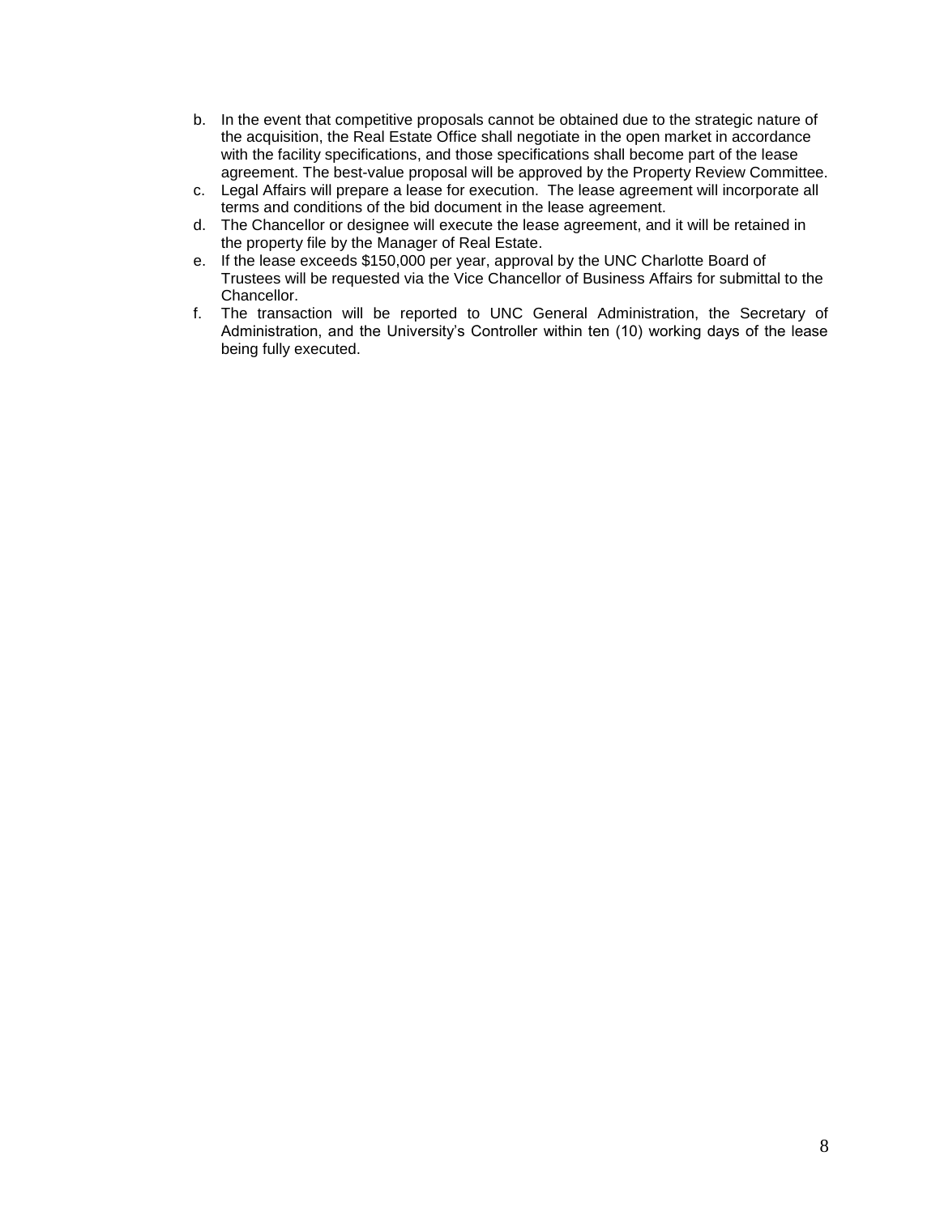b. In the event that competitive proposals cannot be obtained due to the strategic nature of the acquisition, the Real Estate Office shall negotiate in the open market in accordance with the facility specifications, and those specifications shall become part of the lease agreement. The best-value proposal will be approved by the Property Review Committee.
c. Legal Affairs will prepare a lease for execution. The lease agreement will incorporate all terms and conditions of the bid document in the lease agreement.
d. The Chancellor or designee will execute the lease agreement, and it will be retained in the property file by the Manager of Real Estate.
e. If the lease exceeds $150,000 per year, approval by the UNC Charlotte Board of Trustees will be requested via the Vice Chancellor of Business Affairs for submittal to the Chancellor.
f. The transaction will be reported to UNC General Administration, the Secretary of Administration, and the University's Controller within ten (10) working days of the lease being fully executed.